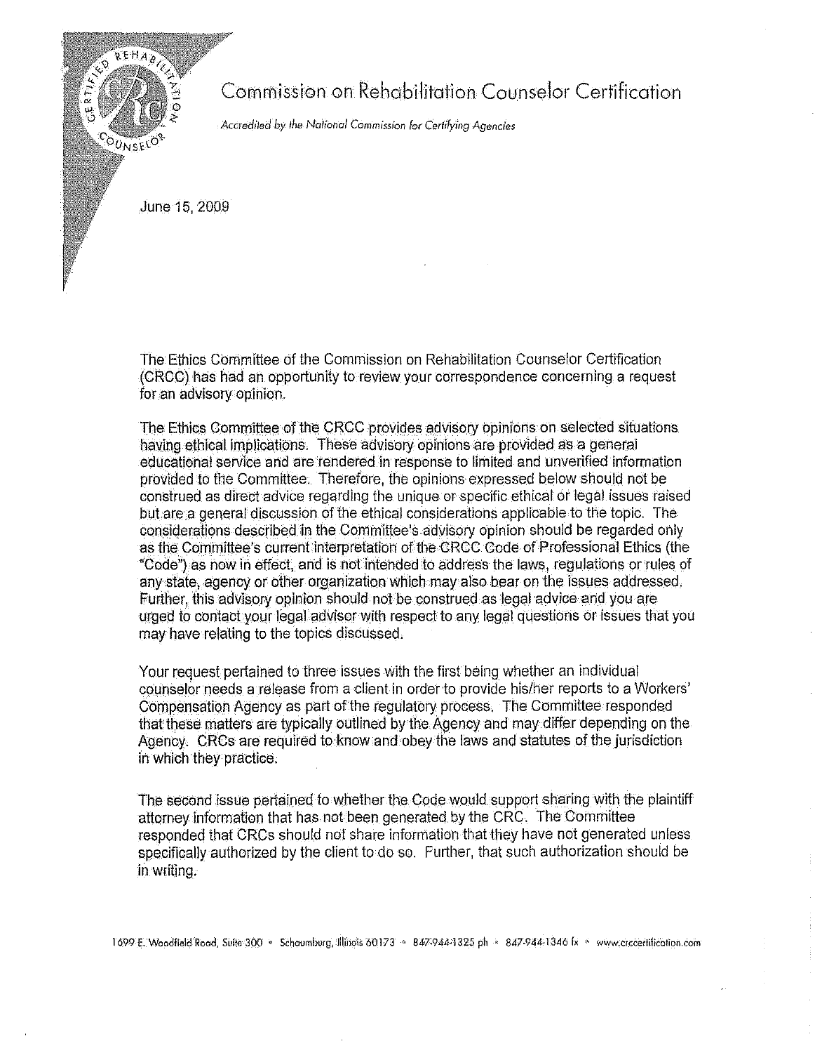# Commission on Rehabilitation Counselor Certification

*Accredited by the National Commission for Certifying Agencies*

June 15, 2009

The Ethics Committee of the Commission on Rehabilitation Counselor Certification (CRCC) has had an opportunity to review your correspondence concerning a request for an advisory opinion.

The Ethics Committee of the CRCC provides advisory opinions on selected situations having ethical implications. These advisory opinions are provided as a general educational service and are rendered in response to limited and unverified information provided to the Committee. Therefore, the opinions expressed below should not be construed as direct advice regarding the unique or specific ethical or legal issues raised but are a general discussion of the ethical considerations applicable to the topic. The considerations described in the Committee's advisory opinion should be regarded only as the Committee's current interpretation of the CRCC Code of Professional Ethics (the "Code") as now in effect, and is not intended to address the laws, regulations or rules of any state, agency or other organization which may also bear on the issues addressed. Further, this advisory opinion should not be construed as legal advice and you are urged to contact your legal advisor with respect to any legal questions or issues that you may have relating to the topics discussed.

Your request pertained to three issues with the first being whether an individual counselor needs a release from a client in order to provide his/her reports to a Workers' Compensation Agency as part of the regulatory process. The Committee responded that these matters are typically outlined by the Agency and may differ depending on the Agency. CRCs are required to know and obey the laws and statutes of the jurisdiction in which they practice.

The second issue pertained to whether the Code would support sharing with the plaintiff attorney information that has not been generated by the CRC. The Committee responded that CRCs should not share information that they have not generated unless specifically authorized by the client to do so. Further, that such authorization should be in writing.

1699 E. Woodfield Road, Suite 300 • Schaumburg, Illinois 60173 • 847-944-1325 ph • 847-944-1346 fx • www.crccertification.com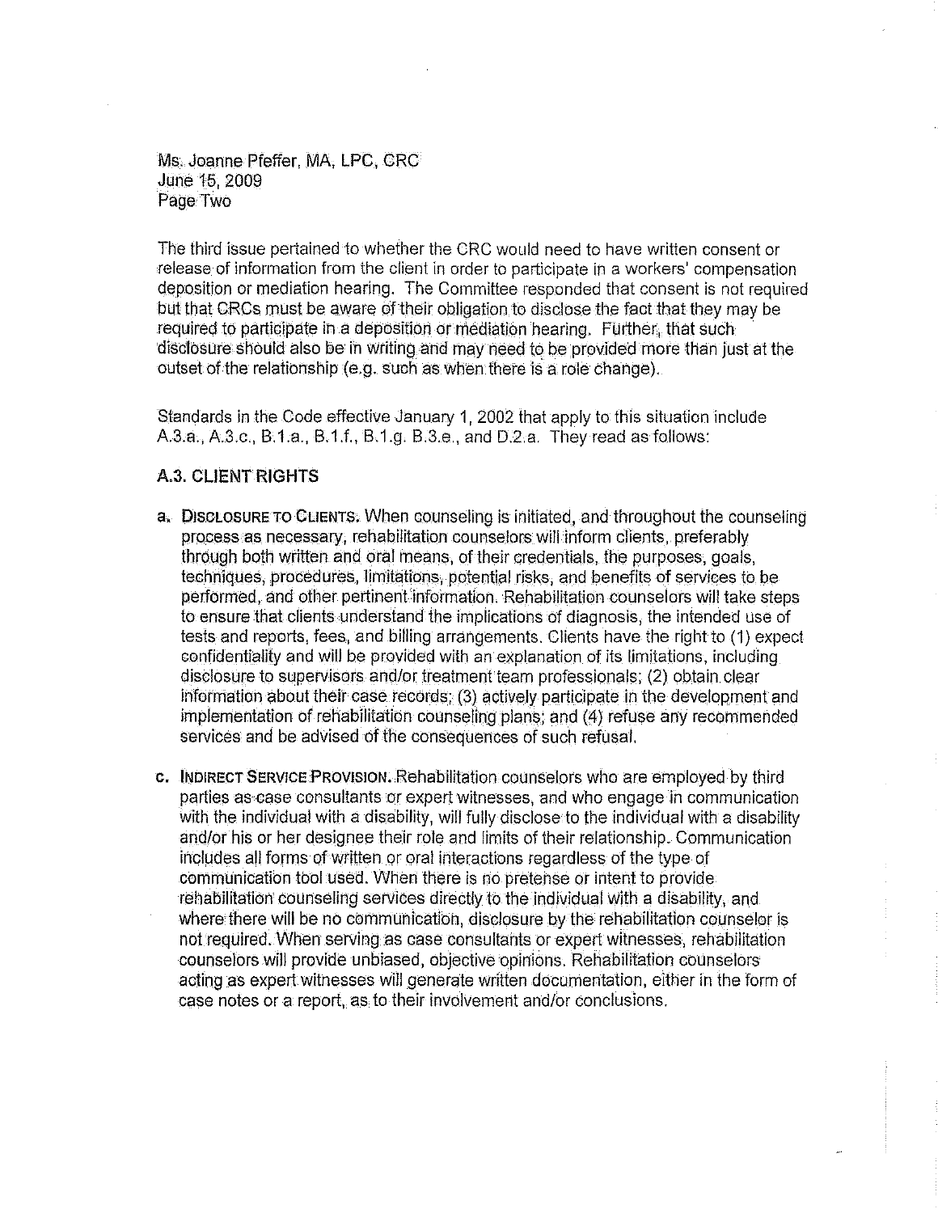Ms. Joanne Pfeffer, MA, LPC, CRC
June 15, 2009
Page Two

The third issue pertained to whether the CRC would need to have written consent or release of information from the client in order to participate in a workers' compensation deposition or mediation hearing. The Committee responded that consent is not required but that CRCs must be aware of their obligation to disclose the fact that they may be required to participate in a deposition or mediation hearing. Further, that such disclosure should also be in writing and may need to be provided more than just at the outset of the relationship (e.g. such as when there is a role change).

Standards in the Code effective January 1, 2002 that apply to this situation include A.3.a., A.3.c., B.1.a., B.1.f., B.1.g. B.3.e., and D.2.a. They read as follows:

### A.3. CLIENT RIGHTS

a. **DISCLOSURE TO CLIENTS.** When counseling is initiated, and throughout the counseling process as necessary, rehabilitation counselors will inform clients, preferably through both written and oral means, of their credentials, the purposes, goals, techniques, procedures, limitations, potential risks, and benefits of services to be performed, and other pertinent information. Rehabilitation counselors will take steps to ensure that clients understand the implications of diagnosis, the intended use of tests and reports, fees, and billing arrangements. Clients have the right to (1) expect confidentiality and will be provided with an explanation of its limitations, including disclosure to supervisors and/or treatment team professionals; (2) obtain clear information about their case records; (3) actively participate in the development and implementation of rehabilitation counseling plans; and (4) refuse any recommended services and be advised of the consequences of such refusal.

c. **INDIRECT SERVICE PROVISION.** Rehabilitation counselors who are employed by third parties as case consultants or expert witnesses, and who engage in communication with the individual with a disability, will fully disclose to the individual with a disability and/or his or her designee their role and limits of their relationship. Communication includes all forms of written or oral interactions regardless of the type of communication tool used. When there is no pretense or intent to provide rehabilitation counseling services directly to the individual with a disability, and where there will be no communication, disclosure by the rehabilitation counselor is not required. When serving as case consultants or expert witnesses, rehabilitation counselors will provide unbiased, objective opinions. Rehabilitation counselors acting as expert witnesses will generate written documentation, either in the form of case notes or a report, as to their involvement and/or conclusions.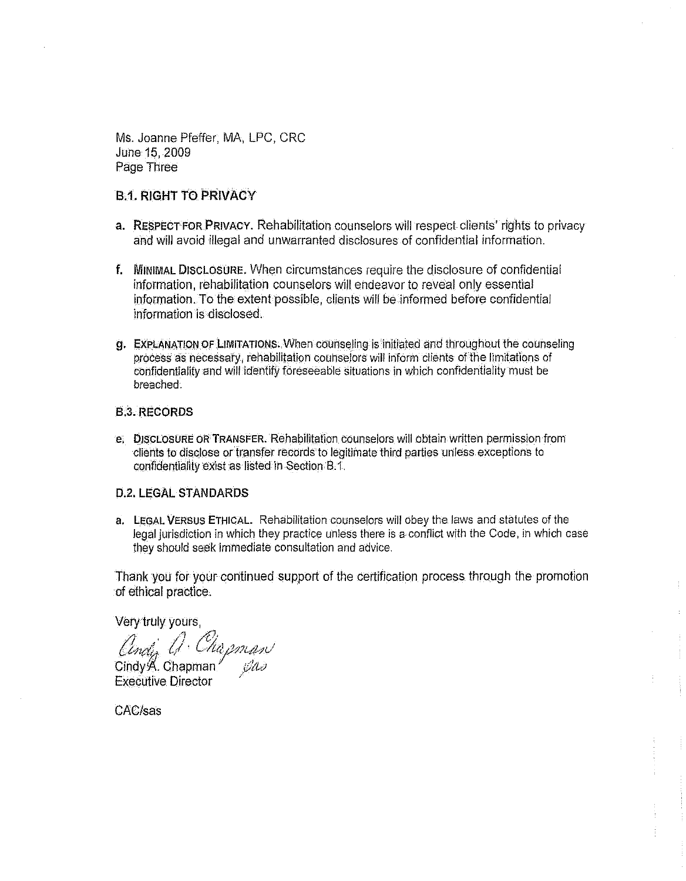Ms. Joanne Pfeffer, MA, LPC, CRC
June 15, 2009
Page Three

**B.1. RIGHT TO PRIVACY**

a. **RESPECT FOR PRIVACY.** Rehabilitation counselors will respect clients' rights to privacy and will avoid illegal and unwarranted disclosures of confidential information.

f. **MINIMAL DISCLOSURE.** When circumstances require the disclosure of confidential information, rehabilitation counselors will endeavor to reveal only essential information. To the extent possible, clients will be informed before confidential information is disclosed.

g. **EXPLANATION OF LIMITATIONS.** When counseling is initiated and throughout the counseling process as necessary, rehabilitation counselors will inform clients of the limitations of confidentiality and will identify foreseeable situations in which confidentiality must be breached.

**B.3. RECORDS**

e. **DISCLOSURE OR TRANSFER.** Rehabilitation counselors will obtain written permission from clients to disclose or transfer records to legitimate third parties unless exceptions to confidentiality exist as listed in Section B.1.

**D.2. LEGAL STANDARDS**

a. **LEGAL VERSUS ETHICAL.** Rehabilitation counselors will obey the laws and statutes of the legal jurisdiction in which they practice unless there is a conflict with the Code, in which case they should seek immediate consultation and advice.

Thank you for your continued support of the certification process through the promotion of ethical practice.

Very truly yours,

Cindy A. Chapman
Executive Director

CAC/sas